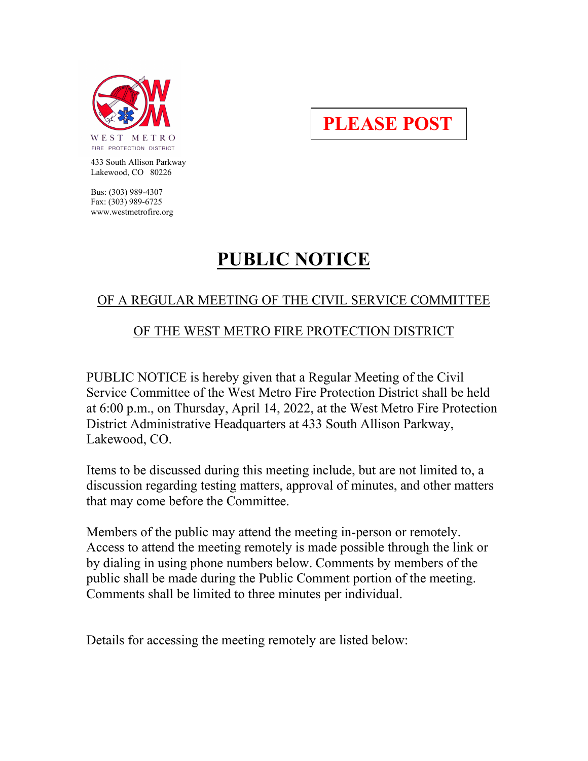WEST METRO
FIRE PROTECTION DISTRICT

433 South Allison Parkway
Lakewood, CO 80226

Bus: (303) 989-4307
Fax: (303) 989-6725
www.westmetrofire.org

**PLEASE POST**

# PUBLIC NOTICE

## OF A REGULAR MEETING OF THE CIVIL SERVICE COMMITTEE

## OF THE WEST METRO FIRE PROTECTION DISTRICT

PUBLIC NOTICE is hereby given that a Regular Meeting of the Civil Service Committee of the West Metro Fire Protection District shall be held at 6:00 p.m., on Thursday, April 14, 2022, at the West Metro Fire Protection District Administrative Headquarters at 433 South Allison Parkway, Lakewood, CO.

Items to be discussed during this meeting include, but are not limited to, a discussion regarding testing matters, approval of minutes, and other matters that may come before the Committee.

Members of the public may attend the meeting in-person or remotely. Access to attend the meeting remotely is made possible through the link or by dialing in using phone numbers below. Comments by members of the public shall be made during the Public Comment portion of the meeting. Comments shall be limited to three minutes per individual.

Details for accessing the meeting remotely are listed below: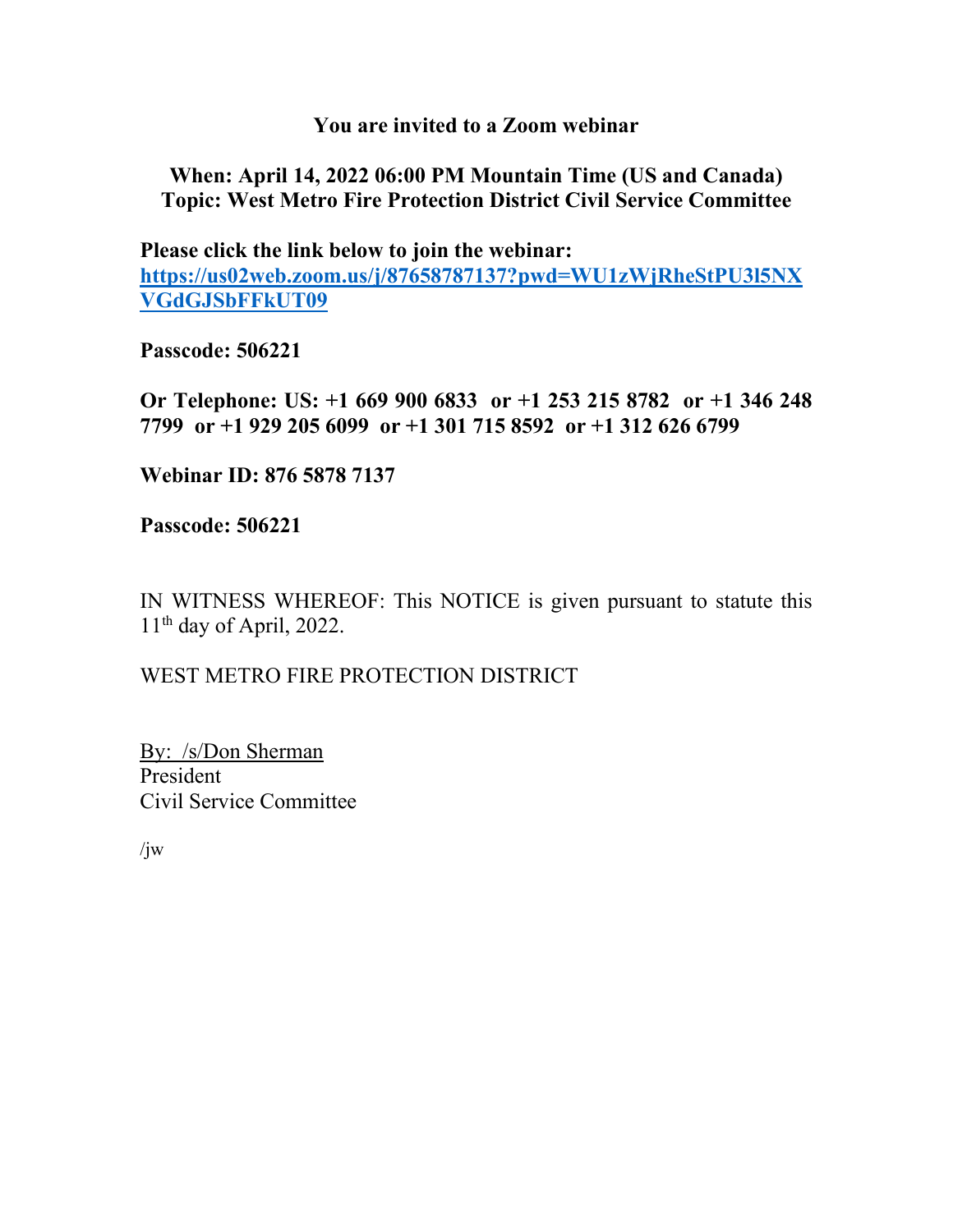**You are invited to a Zoom webinar**

**When: April 14, 2022 06:00 PM Mountain Time (US and Canada)**
**Topic: West Metro Fire Protection District Civil Service Committee**

**Please click the link below to join the webinar:**
**[https://us02web.zoom.us/j/87658787137?pwd=WU1zWjRheStPU3l5NXVGdGJSbFFkUT09](https://us02web.zoom.us/j/87658787137?pwd=WU1zWjRheStPU3l5NXVGdGJSbFFkUT09)**

**Passcode: 506221**

**Or Telephone: US: +1 669 900 6833 or +1 253 215 8782 or +1 346 248 7799 or +1 929 205 6099 or +1 301 715 8592 or +1 312 626 6799**

**Webinar ID: 876 5878 7137**

**Passcode: 506221**

IN WITNESS WHEREOF: This NOTICE is given pursuant to statute this 11th day of April, 2022.

WEST METRO FIRE PROTECTION DISTRICT

By: /s/Don Sherman
President
Civil Service Committee

/jw